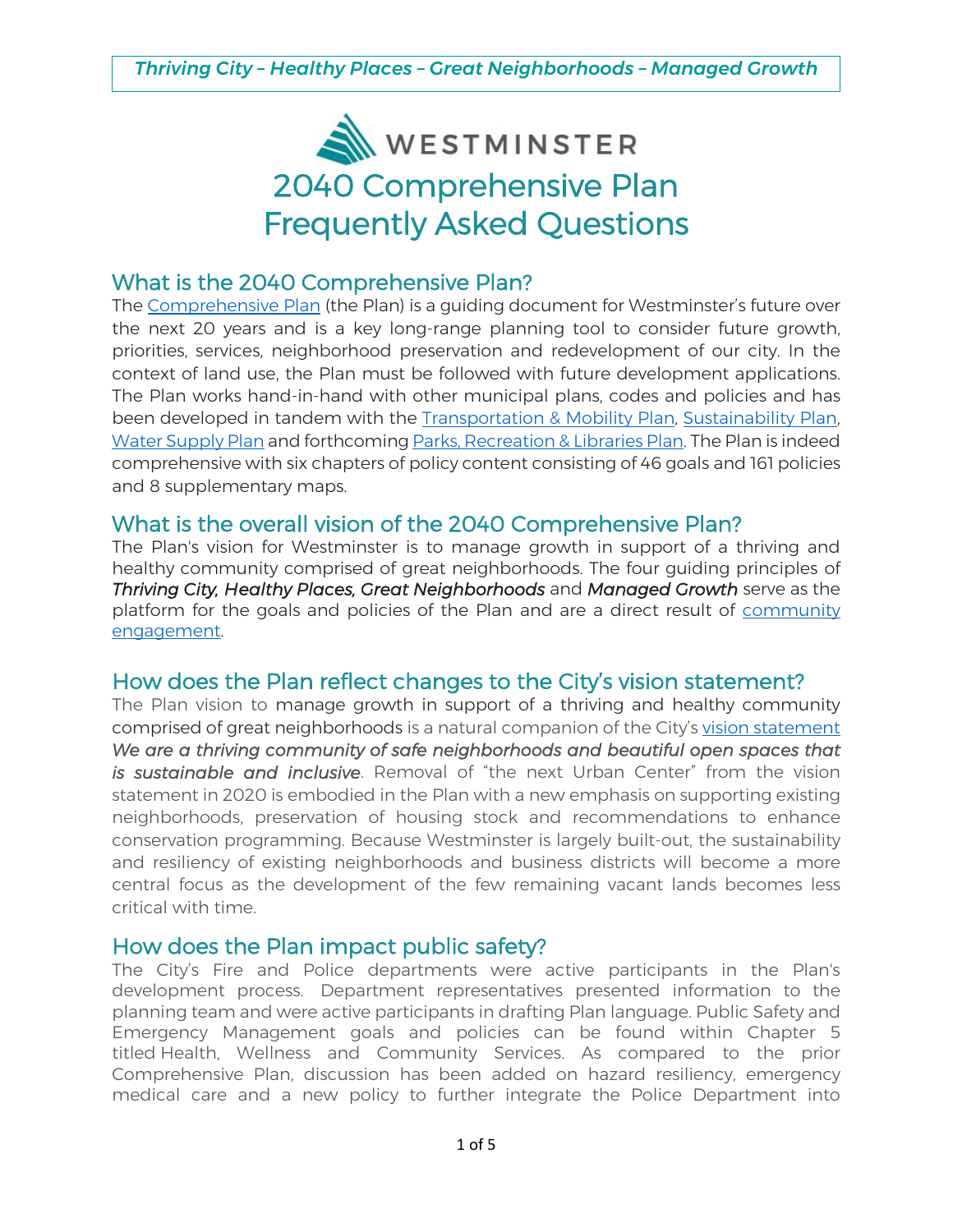*Thriving City – Healthy Places – Great Neighborhoods – Managed Growth*

WESTMINSTER

# 2040 Comprehensive Plan Frequently Asked Questions

## What is the 2040 Comprehensive Plan?

The Comprehensive Plan (the Plan) is a guiding document for Westminster's future over the next 20 years and is a key long-range planning tool to consider future growth, priorities, services, neighborhood preservation and redevelopment of our city. In the context of land use, the Plan must be followed with future development applications. The Plan works hand-in-hand with other municipal plans, codes and policies and has been developed in tandem with the Transportation & Mobility Plan, Sustainability Plan, Water Supply Plan and forthcoming Parks, Recreation & Libraries Plan. The Plan is indeed comprehensive with six chapters of policy content consisting of 46 goals and 161 policies and 8 supplementary maps.

## What is the overall vision of the 2040 Comprehensive Plan?

The Plan's vision for Westminster is to manage growth in support of a thriving and healthy community comprised of great neighborhoods. The four guiding principles of *Thriving City, Healthy Places, Great Neighborhoods* and *Managed Growth* serve as the platform for the goals and policies of the Plan and are a direct result of community engagement.

## How does the Plan reflect changes to the City's vision statement?

The Plan vision to manage growth in support of a thriving and healthy community comprised of great neighborhoods is a natural companion of the City's vision statement *We are a thriving community of safe neighborhoods and beautiful open spaces that is sustainable and inclusive*. Removal of "the next Urban Center" from the vision statement in 2020 is embodied in the Plan with a new emphasis on supporting existing neighborhoods, preservation of housing stock and recommendations to enhance conservation programming. Because Westminster is largely built-out, the sustainability and resiliency of existing neighborhoods and business districts will become a more central focus as the development of the few remaining vacant lands becomes less critical with time.

## How does the Plan impact public safety?

The City's Fire and Police departments were active participants in the Plan's development process. Department representatives presented information to the planning team and were active participants in drafting Plan language. Public Safety and Emergency Management goals and policies can be found within Chapter 5 titled Health, Wellness and Community Services. As compared to the prior Comprehensive Plan, discussion has been added on hazard resiliency, emergency medical care and a new policy to further integrate the Police Department into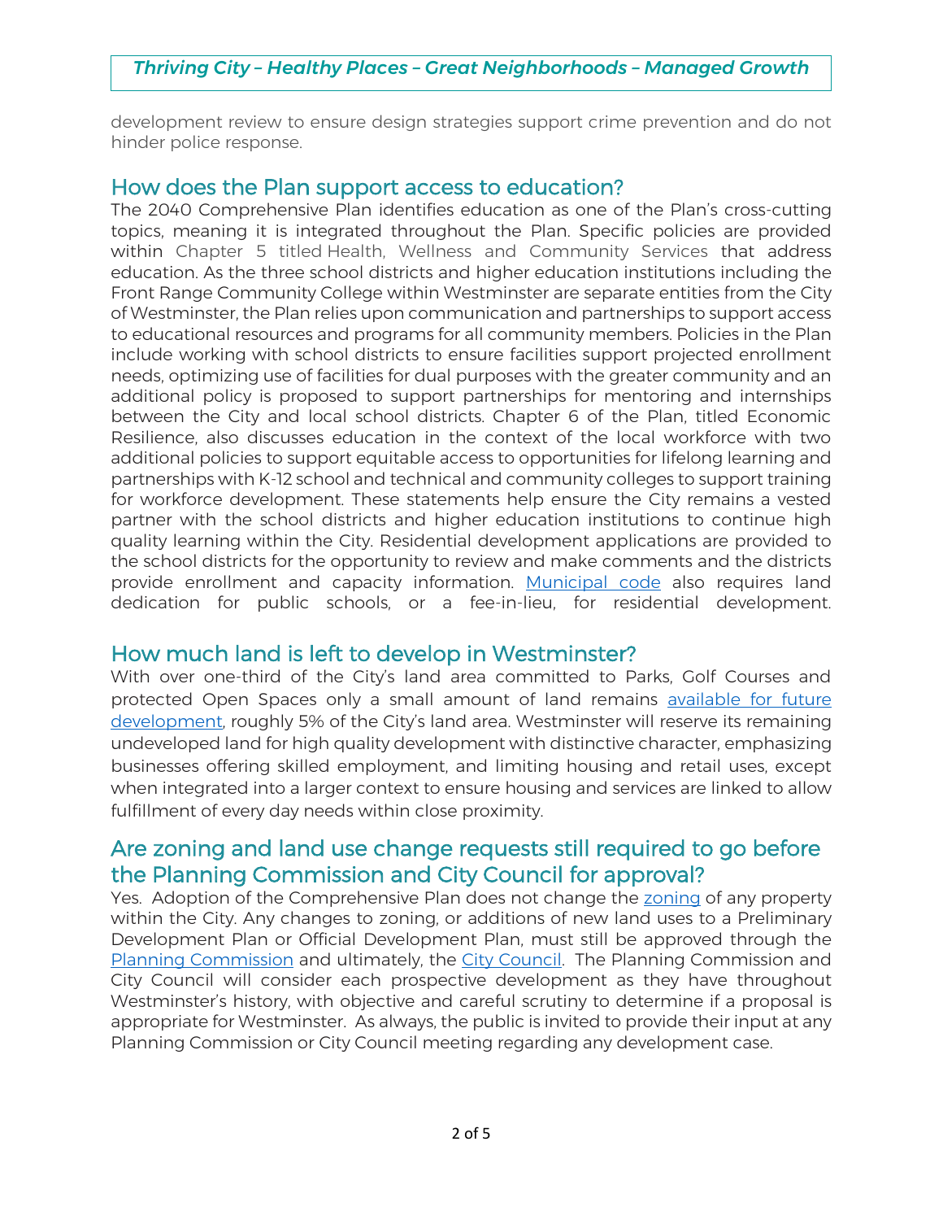development review to ensure design strategies support crime prevention and do not hinder police response.

## How does the Plan support access to education?

The 2040 Comprehensive Plan identifies education as one of the Plan's cross-cutting topics, meaning it is integrated throughout the Plan. Specific policies are provided within Chapter 5 titled Health, Wellness and Community Services that address education. As the three school districts and higher education institutions including the Front Range Community College within Westminster are separate entities from the City of Westminster, the Plan relies upon communication and partnerships to support access to educational resources and programs for all community members. Policies in the Plan include working with school districts to ensure facilities support projected enrollment needs, optimizing use of facilities for dual purposes with the greater community and an additional policy is proposed to support partnerships for mentoring and internships between the City and local school districts. Chapter 6 of the Plan, titled Economic Resilience, also discusses education in the context of the local workforce with two additional policies to support equitable access to opportunities for lifelong learning and partnerships with K-12 school and technical and community colleges to support training for workforce development. These statements help ensure the City remains a vested partner with the school districts and higher education institutions to continue high quality learning within the City. Residential development applications are provided to the school districts for the opportunity to review and make comments and the districts provide enrollment and capacity information. [Municipal code] also requires land dedication for public schools, or a fee-in-lieu, for residential development.

## How much land is left to develop in Westminster?

With over one-third of the City's land area committed to Parks, Golf Courses and protected Open Spaces only a small amount of land remains [available for future development], roughly 5% of the City's land area. Westminster will reserve its remaining undeveloped land for high quality development with distinctive character, emphasizing businesses offering skilled employment, and limiting housing and retail uses, except when integrated into a larger context to ensure housing and services are linked to allow fulfillment of every day needs within close proximity.

## Are zoning and land use change requests still required to go before the Planning Commission and City Council for approval?

Yes. Adoption of the Comprehensive Plan does not change the [zoning] of any property within the City. Any changes to zoning, or additions of new land uses to a Preliminary Development Plan or Official Development Plan, must still be approved through the [Planning Commission] and ultimately, the [City Council]. The Planning Commission and City Council will consider each prospective development as they have throughout Westminster's history, with objective and careful scrutiny to determine if a proposal is appropriate for Westminster. As always, the public is invited to provide their input at any Planning Commission or City Council meeting regarding any development case.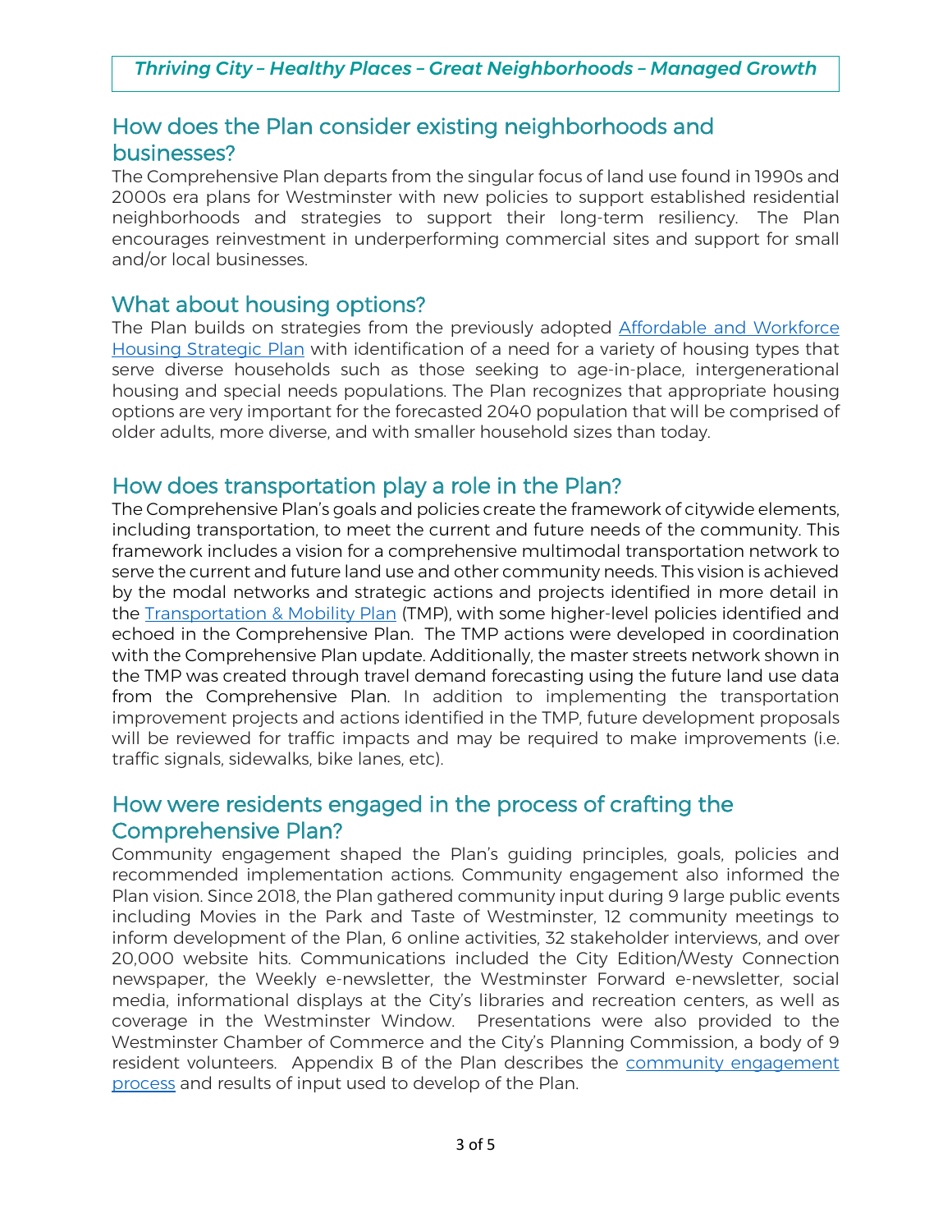## How does the Plan consider existing neighborhoods and businesses?

The Comprehensive Plan departs from the singular focus of land use found in 1990s and 2000s era plans for Westminster with new policies to support established residential neighborhoods and strategies to support their long-term resiliency. The Plan encourages reinvestment in underperforming commercial sites and support for small and/or local businesses.

## What about housing options?

The Plan builds on strategies from the previously adopted [Affordable and Workforce Housing Strategic Plan]() with identification of a need for a variety of housing types that serve diverse households such as those seeking to age-in-place, intergenerational housing and special needs populations. The Plan recognizes that appropriate housing options are very important for the forecasted 2040 population that will be comprised of older adults, more diverse, and with smaller household sizes than today.

## How does transportation play a role in the Plan?

The Comprehensive Plan's goals and policies create the framework of citywide elements, including transportation, to meet the current and future needs of the community. This framework includes a vision for a comprehensive multimodal transportation network to serve the current and future land use and other community needs. This vision is achieved by the modal networks and strategic actions and projects identified in more detail in the [Transportation & Mobility Plan]() (TMP), with some higher-level policies identified and echoed in the Comprehensive Plan. The TMP actions were developed in coordination with the Comprehensive Plan update. Additionally, the master streets network shown in the TMP was created through travel demand forecasting using the future land use data from the Comprehensive Plan. In addition to implementing the transportation improvement projects and actions identified in the TMP, future development proposals will be reviewed for traffic impacts and may be required to make improvements (i.e. traffic signals, sidewalks, bike lanes, etc).

## How were residents engaged in the process of crafting the Comprehensive Plan?

Community engagement shaped the Plan's guiding principles, goals, policies and recommended implementation actions. Community engagement also informed the Plan vision. Since 2018, the Plan gathered community input during 9 large public events including Movies in the Park and Taste of Westminster, 12 community meetings to inform development of the Plan, 6 online activities, 32 stakeholder interviews, and over 20,000 website hits. Communications included the City Edition/Westy Connection newspaper, the Weekly e-newsletter, the Westminster Forward e-newsletter, social media, informational displays at the City's libraries and recreation centers, as well as coverage in the Westminster Window. Presentations were also provided to the Westminster Chamber of Commerce and the City's Planning Commission, a body of 9 resident volunteers. Appendix B of the Plan describes the [community engagement process]() and results of input used to develop of the Plan.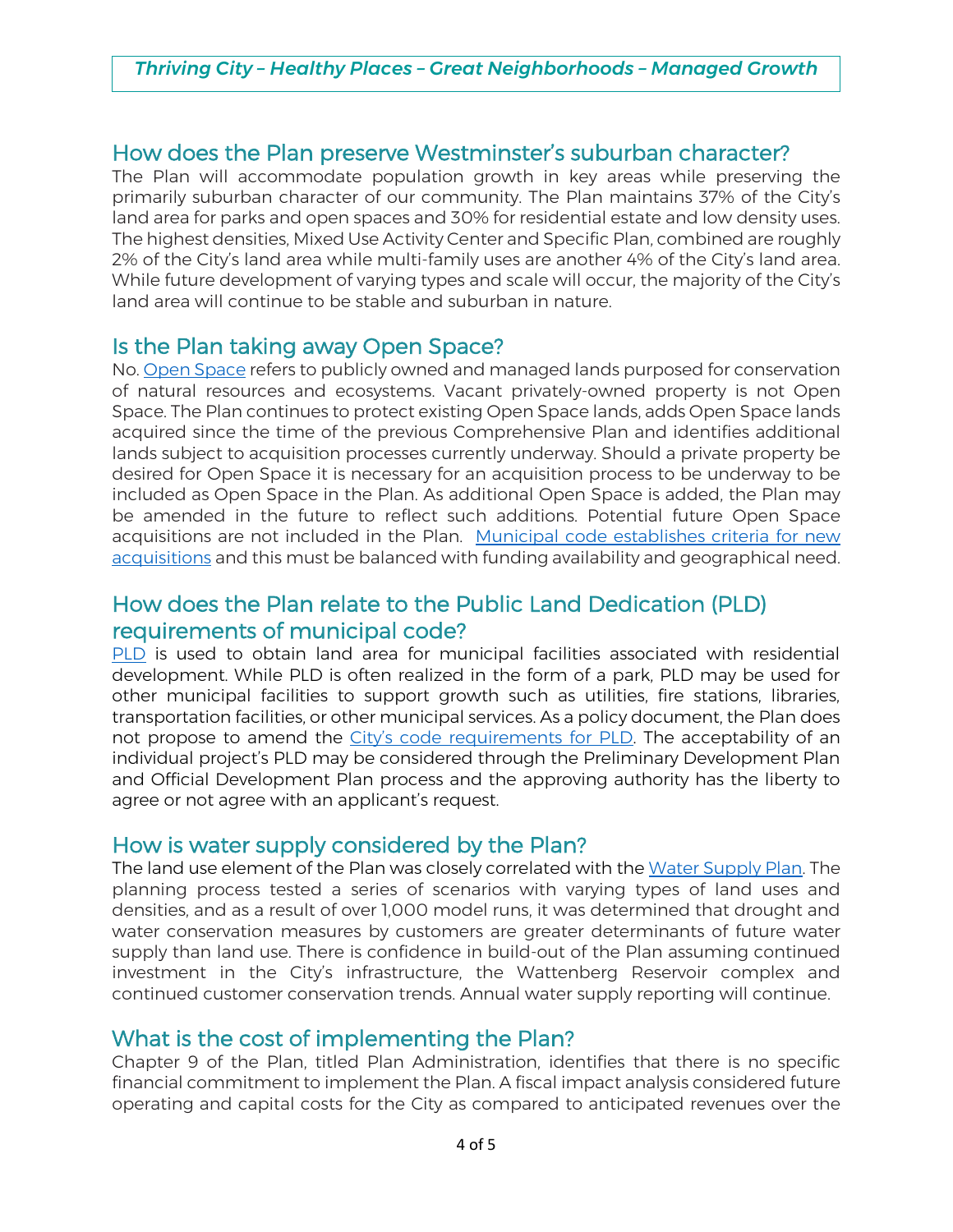## How does the Plan preserve Westminster's suburban character?

The Plan will accommodate population growth in key areas while preserving the primarily suburban character of our community. The Plan maintains 37% of the City's land area for parks and open spaces and 30% for residential estate and low density uses. The highest densities, Mixed Use Activity Center and Specific Plan, combined are roughly 2% of the City's land area while multi-family uses are another 4% of the City's land area. While future development of varying types and scale will occur, the majority of the City's land area will continue to be stable and suburban in nature.

## Is the Plan taking away Open Space?

No. Open Space refers to publicly owned and managed lands purposed for conservation of natural resources and ecosystems. Vacant privately-owned property is not Open Space. The Plan continues to protect existing Open Space lands, adds Open Space lands acquired since the time of the previous Comprehensive Plan and identifies additional lands subject to acquisition processes currently underway. Should a private property be desired for Open Space it is necessary for an acquisition process to be underway to be included as Open Space in the Plan. As additional Open Space is added, the Plan may be amended in the future to reflect such additions. Potential future Open Space acquisitions are not included in the Plan. Municipal code establishes criteria for new acquisitions and this must be balanced with funding availability and geographical need.

## How does the Plan relate to the Public Land Dedication (PLD) requirements of municipal code?

PLD is used to obtain land area for municipal facilities associated with residential development. While PLD is often realized in the form of a park, PLD may be used for other municipal facilities to support growth such as utilities, fire stations, libraries, transportation facilities, or other municipal services. As a policy document, the Plan does not propose to amend the City's code requirements for PLD. The acceptability of an individual project's PLD may be considered through the Preliminary Development Plan and Official Development Plan process and the approving authority has the liberty to agree or not agree with an applicant's request.

## How is water supply considered by the Plan?

The land use element of the Plan was closely correlated with the Water Supply Plan. The planning process tested a series of scenarios with varying types of land uses and densities, and as a result of over 1,000 model runs, it was determined that drought and water conservation measures by customers are greater determinants of future water supply than land use. There is confidence in build-out of the Plan assuming continued investment in the City's infrastructure, the Wattenberg Reservoir complex and continued customer conservation trends. Annual water supply reporting will continue.

## What is the cost of implementing the Plan?

Chapter 9 of the Plan, titled Plan Administration, identifies that there is no specific financial commitment to implement the Plan. A fiscal impact analysis considered future operating and capital costs for the City as compared to anticipated revenues over the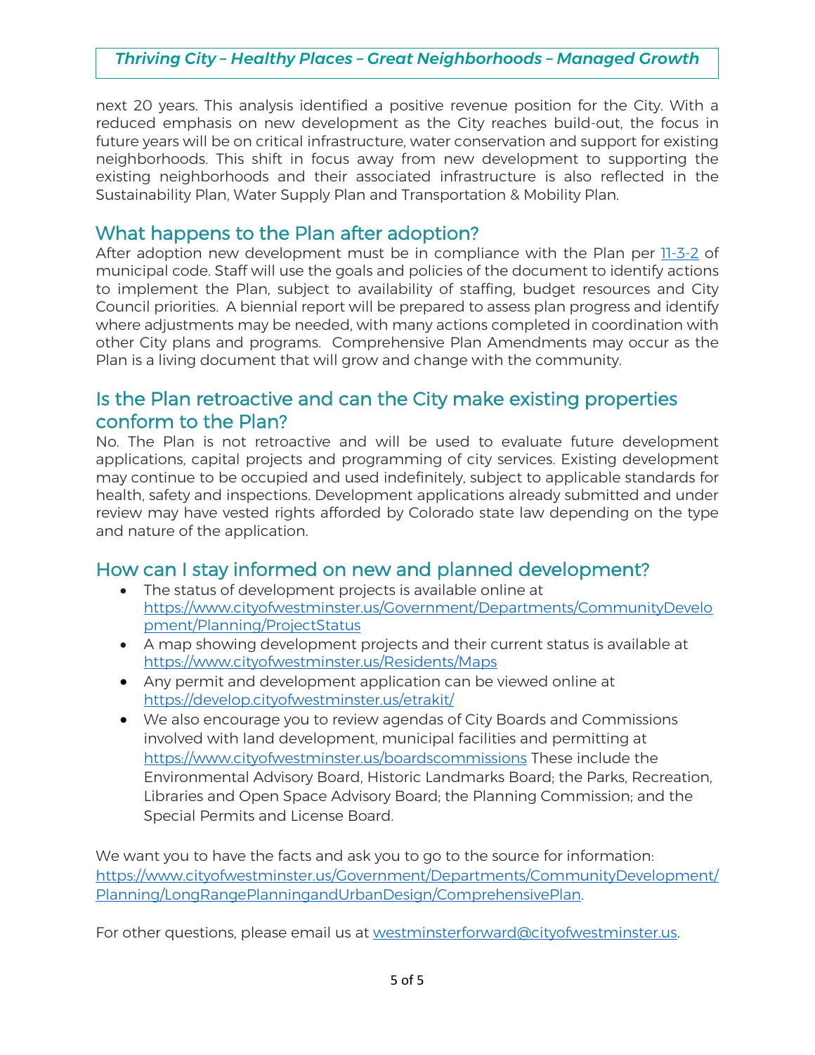next 20 years. This analysis identified a positive revenue position for the City. With a reduced emphasis on new development as the City reaches build-out, the focus in future years will be on critical infrastructure, water conservation and support for existing neighborhoods. This shift in focus away from new development to supporting the existing neighborhoods and their associated infrastructure is also reflected in the Sustainability Plan, Water Supply Plan and Transportation & Mobility Plan.

## What happens to the Plan after adoption?

After adoption new development must be in compliance with the Plan per [11-3-2](11-3-2) of municipal code. Staff will use the goals and policies of the document to identify actions to implement the Plan, subject to availability of staffing, budget resources and City Council priorities. A biennial report will be prepared to assess plan progress and identify where adjustments may be needed, with many actions completed in coordination with other City plans and programs. Comprehensive Plan Amendments may occur as the Plan is a living document that will grow and change with the community.

## Is the Plan retroactive and can the City make existing properties conform to the Plan?

No. The Plan is not retroactive and will be used to evaluate future development applications, capital projects and programming of city services. Existing development may continue to be occupied and used indefinitely, subject to applicable standards for health, safety and inspections. Development applications already submitted and under review may have vested rights afforded by Colorado state law depending on the type and nature of the application.

## How can I stay informed on new and planned development?

- The status of development projects is available online at https://www.cityofwestminster.us/Government/Departments/CommunityDevelopment/Planning/ProjectStatus
- A map showing development projects and their current status is available at https://www.cityofwestminster.us/Residents/Maps
- Any permit and development application can be viewed online at https://develop.cityofwestminster.us/etrakit/
- We also encourage you to review agendas of City Boards and Commissions involved with land development, municipal facilities and permitting at https://www.cityofwestminster.us/boardscommissions These include the Environmental Advisory Board, Historic Landmarks Board; the Parks, Recreation, Libraries and Open Space Advisory Board; the Planning Commission; and the Special Permits and License Board.

We want you to have the facts and ask you to go to the source for information: https://www.cityofwestminster.us/Government/Departments/CommunityDevelopment/Planning/LongRangePlanningandUrbanDesign/ComprehensivePlan.

For other questions, please email us at westminsterforward@cityofwestminster.us.